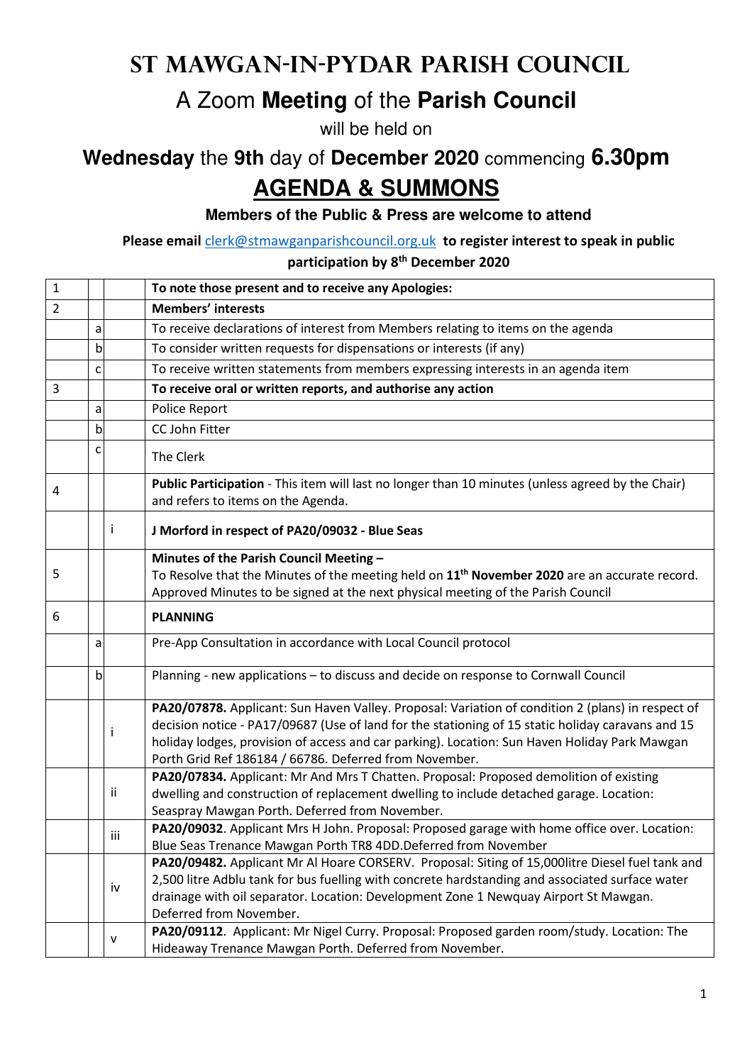# ST MAWGAN-IN-PYDAR PARISH COUNCIL

## A Zoom **Meeting** of the **Parish Council**

will be held on

## **Wednesday** the **9th** day of **December 2020** commencing **6.30pm**

# AGENDA & SUMMONS

**Members of the Public & Press are welcome to attend**

**Please email** clerk@stmawganparishcouncil.org.uk **to register interest to speak in public participation by 8th December 2020**

| | | | |
|---|---|---|---|
| 1 | | | **To note those present and to receive any Apologies:** |
| 2 | | | **Members' interests** |
| | a | | To receive declarations of interest from Members relating to items on the agenda |
| | b | | To consider written requests for dispensations or interests (if any) |
| | c | | To receive written statements from members expressing interests in an agenda item |
| 3 | | | **To receive oral or written reports, and authorise any action** |
| | a | | Police Report |
| | b | | CC John Fitter |
| | c | | The Clerk |
| 4 | | | **Public Participation** - This item will last no longer than 10 minutes (unless agreed by the Chair) and refers to items on the Agenda. |
| | | i | **J Morford in respect of PA20/09032 - Blue Seas** |
| 5 | | | **Minutes of the Parish Council Meeting –** To Resolve that the Minutes of the meeting held on **11th November 2020** are an accurate record. Approved Minutes to be signed at the next physical meeting of the Parish Council |
| 6 | | | **PLANNING** |
| | a | | Pre-App Consultation in accordance with Local Council protocol |
| | b | | Planning - new applications – to discuss and decide on response to Cornwall Council |
| | | i | **PA20/07878.** Applicant: Sun Haven Valley. Proposal: Variation of condition 2 (plans) in respect of decision notice - PA17/09687 (Use of land for the stationing of 15 static holiday caravans and 15 holiday lodges, provision of access and car parking). Location: Sun Haven Holiday Park Mawgan Porth Grid Ref 186184 / 66786. Deferred from November. |
| | | ii | **PA20/07834.** Applicant: Mr And Mrs T Chatten. Proposal: Proposed demolition of existing dwelling and construction of replacement dwelling to include detached garage. Location: Seaspray Mawgan Porth. Deferred from November. |
| | | iii | **PA20/09032**. Applicant Mrs H John. Proposal: Proposed garage with home office over. Location: Blue Seas Trenance Mawgan Porth TR8 4DD.Deferred from November |
| | | iv | **PA20/09482.** Applicant Mr Al Hoare CORSERV. Proposal: Siting of 15,000litre Diesel fuel tank and 2,500 litre Adblu tank for bus fuelling with concrete hardstanding and associated surface water drainage with oil separator. Location: Development Zone 1 Newquay Airport St Mawgan. Deferred from November. |
| | | v | **PA20/09112**. Applicant: Mr Nigel Curry. Proposal: Proposed garden room/study. Location: The Hideaway Trenance Mawgan Porth. Deferred from November. |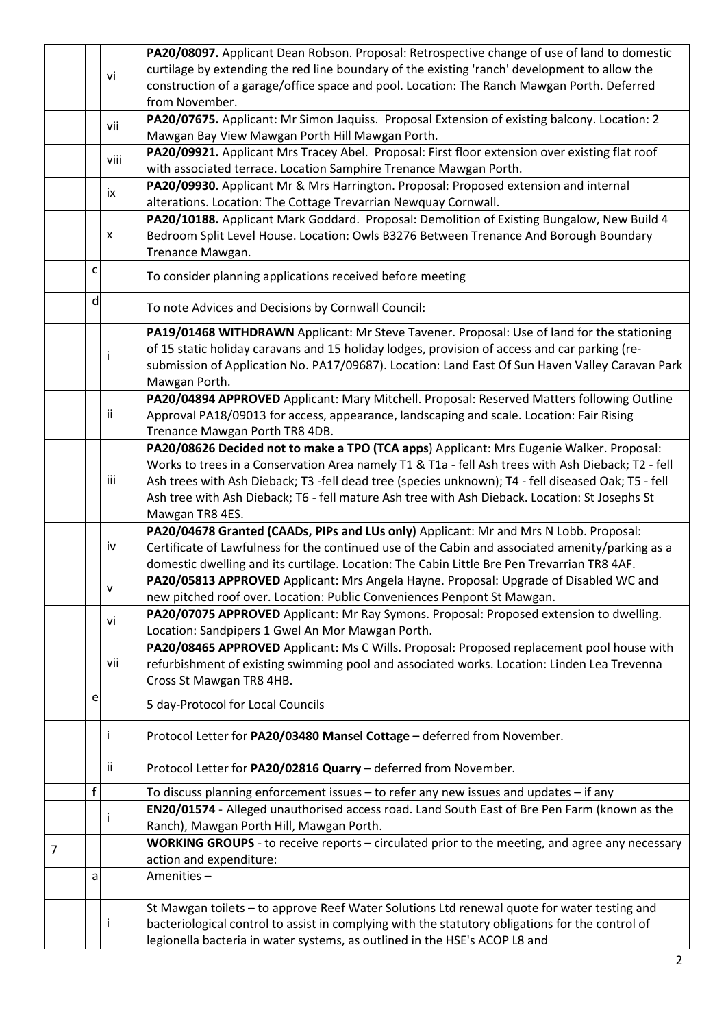| | | | |
|---|---|---|---|
| | | vi | **PA20/08097.** Applicant Dean Robson. Proposal: Retrospective change of use of land to domestic curtilage by extending the red line boundary of the existing 'ranch' development to allow the construction of a garage/office space and pool. Location: The Ranch Mawgan Porth. Deferred from November. |
| | | vii | **PA20/07675.** Applicant: Mr Simon Jaquiss. Proposal Extension of existing balcony. Location: 2 Mawgan Bay View Mawgan Porth Hill Mawgan Porth. |
| | | viii | **PA20/09921.** Applicant Mrs Tracey Abel. Proposal: First floor extension over existing flat roof with associated terrace. Location Samphire Trenance Mawgan Porth. |
| | | ix | **PA20/09930**. Applicant Mr & Mrs Harrington. Proposal: Proposed extension and internal alterations. Location: The Cottage Trevarrian Newquay Cornwall. |
| | | x | **PA20/10188.** Applicant Mark Goddard. Proposal: Demolition of Existing Bungalow, New Build 4 Bedroom Split Level House. Location: Owls B3276 Between Trenance And Borough Boundary Trenance Mawgan. |
| | c | | To consider planning applications received before meeting |
| | d | | To note Advices and Decisions by Cornwall Council: |
| | | i | **PA19/01468 WITHDRAWN** Applicant: Mr Steve Tavener. Proposal: Use of land for the stationing of 15 static holiday caravans and 15 holiday lodges, provision of access and car parking (re-submission of Application No. PA17/09687). Location: Land East Of Sun Haven Valley Caravan Park Mawgan Porth. |
| | | ii | **PA20/04894 APPROVED** Applicant: Mary Mitchell. Proposal: Reserved Matters following Outline Approval PA18/09013 for access, appearance, landscaping and scale. Location: Fair Rising Trenance Mawgan Porth TR8 4DB. |
| | | iii | **PA20/08626 Decided not to make a TPO (TCA apps**) Applicant: Mrs Eugenie Walker. Proposal: Works to trees in a Conservation Area namely T1 & T1a - fell Ash trees with Ash Dieback; T2 - fell Ash trees with Ash Dieback; T3 -fell dead tree (species unknown); T4 - fell diseased Oak; T5 - fell Ash tree with Ash Dieback; T6 - fell mature Ash tree with Ash Dieback. Location: St Josephs St Mawgan TR8 4ES. |
| | | iv | **PA20/04678 Granted (CAADs, PIPs and LUs only)** Applicant: Mr and Mrs N Lobb. Proposal: Certificate of Lawfulness for the continued use of the Cabin and associated amenity/parking as a domestic dwelling and its curtilage. Location: The Cabin Little Bre Pen Trevarrian TR8 4AF. |
| | | v | **PA20/05813 APPROVED** Applicant: Mrs Angela Hayne. Proposal: Upgrade of Disabled WC and new pitched roof over. Location: Public Conveniences Penpont St Mawgan. |
| | | vi | **PA20/07075 APPROVED** Applicant: Mr Ray Symons. Proposal: Proposed extension to dwelling. Location: Sandpipers 1 Gwel An Mor Mawgan Porth. |
| | | vii | **PA20/08465 APPROVED** Applicant: Ms C Wills. Proposal: Proposed replacement pool house with refurbishment of existing swimming pool and associated works. Location: Linden Lea Trevenna Cross St Mawgan TR8 4HB. |
| | e | | 5 day-Protocol for Local Councils |
| | | i | Protocol Letter for **PA20/03480 Mansel Cottage –** deferred from November. |
| | | ii | Protocol Letter for **PA20/02816 Quarry** – deferred from November. |
| | f | | To discuss planning enforcement issues – to refer any new issues and updates – if any |
| | | i | **EN20/01574** - Alleged unauthorised access road. Land South East of Bre Pen Farm (known as the Ranch), Mawgan Porth Hill, Mawgan Porth. |
| 7 | | | **WORKING GROUPS** - to receive reports – circulated prior to the meeting, and agree any necessary action and expenditure: |
| | a | | Amenities – |
| | | i | St Mawgan toilets – to approve Reef Water Solutions Ltd renewal quote for water testing and bacteriological control to assist in complying with the statutory obligations for the control of legionella bacteria in water systems, as outlined in the HSE's ACOP L8 and |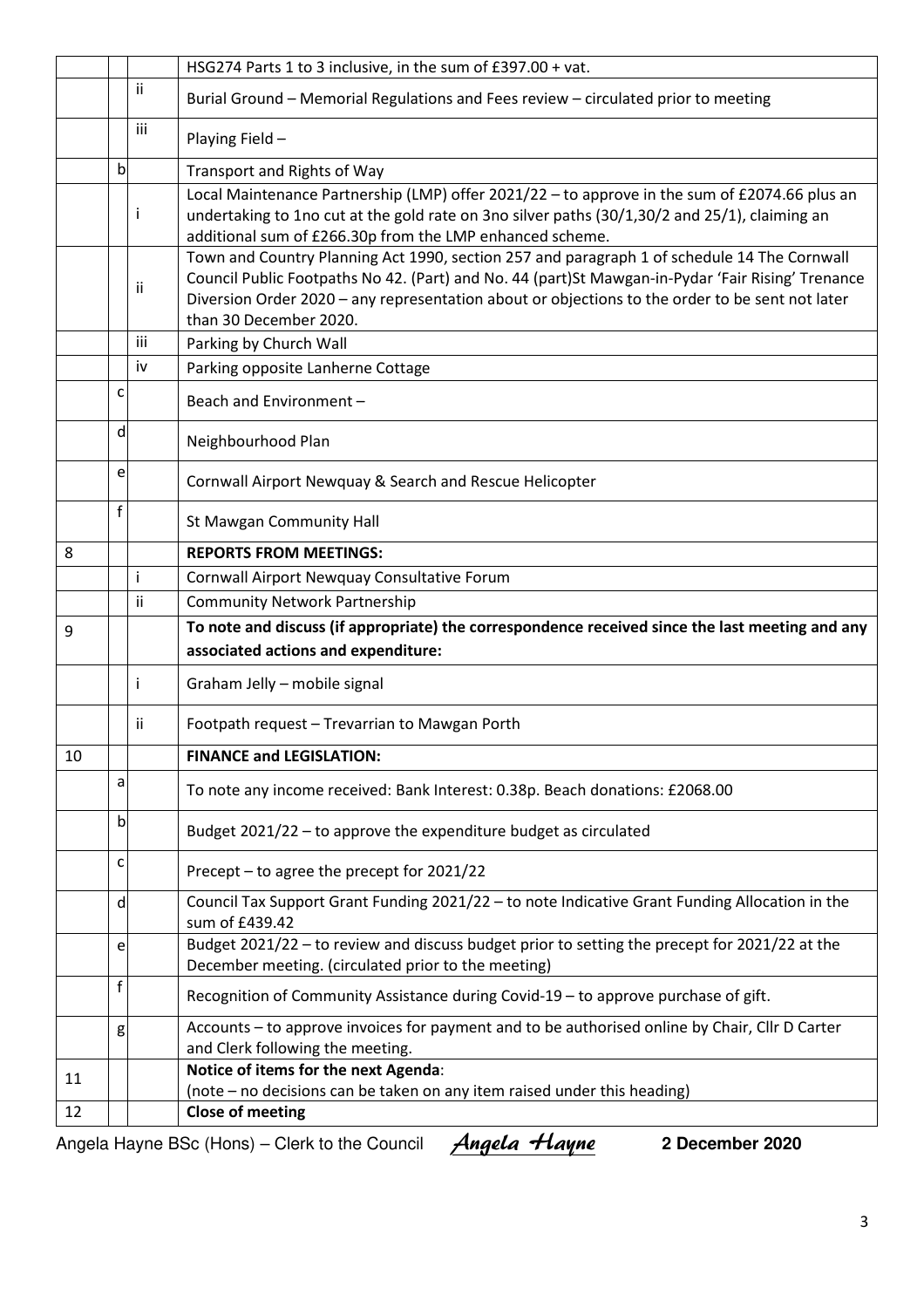| | | | |
|---|---|---|---|
| | | | HSG274 Parts 1 to 3 inclusive, in the sum of £397.00 + vat. |
| | | ii | Burial Ground – Memorial Regulations and Fees review – circulated prior to meeting |
| | | iii | Playing Field – |
| | b | | Transport and Rights of Way |
| | | i | Local Maintenance Partnership (LMP) offer 2021/22 – to approve in the sum of £2074.66 plus an undertaking to 1no cut at the gold rate on 3no silver paths (30/1,30/2 and 25/1), claiming an additional sum of £266.30p from the LMP enhanced scheme. |
| | | ii | Town and Country Planning Act 1990, section 257 and paragraph 1 of schedule 14 The Cornwall Council Public Footpaths No 42. (Part) and No. 44 (part)St Mawgan-in-Pydar 'Fair Rising' Trenance Diversion Order 2020 – any representation about or objections to the order to be sent not later than 30 December 2020. |
| | | iii | Parking by Church Wall |
| | | iv | Parking opposite Lanherne Cottage |
| | c | | Beach and Environment – |
| | d | | Neighbourhood Plan |
| | e | | Cornwall Airport Newquay & Search and Rescue Helicopter |
| | f | | St Mawgan Community Hall |
| 8 | | | **REPORTS FROM MEETINGS:** |
| | | i | Cornwall Airport Newquay Consultative Forum |
| | | ii | Community Network Partnership |
| 9 | | | **To note and discuss (if appropriate) the correspondence received since the last meeting and any associated actions and expenditure:** |
| | | i | Graham Jelly – mobile signal |
| | | ii | Footpath request – Trevarrian to Mawgan Porth |
| 10 | | | **FINANCE and LEGISLATION:** |
| | a | | To note any income received: Bank Interest: 0.38p. Beach donations: £2068.00 |
| | b | | Budget 2021/22 – to approve the expenditure budget as circulated |
| | c | | Precept – to agree the precept for 2021/22 |
| | d | | Council Tax Support Grant Funding 2021/22 – to note Indicative Grant Funding Allocation in the sum of £439.42 |
| | e | | Budget 2021/22 – to review and discuss budget prior to setting the precept for 2021/22 at the December meeting. (circulated prior to the meeting) |
| | f | | Recognition of Community Assistance during Covid-19 – to approve purchase of gift. |
| | g | | Accounts – to approve invoices for payment and to be authorised online by Chair, Cllr D Carter and Clerk following the meeting. |
| 11 | | | **Notice of items for the next Agenda**: (note – no decisions can be taken on any item raised under this heading) |
| 12 | | | **Close of meeting** |

Angela Hayne BSc (Hons) – Clerk to the Council *Angela Hayne* **2 December 2020**